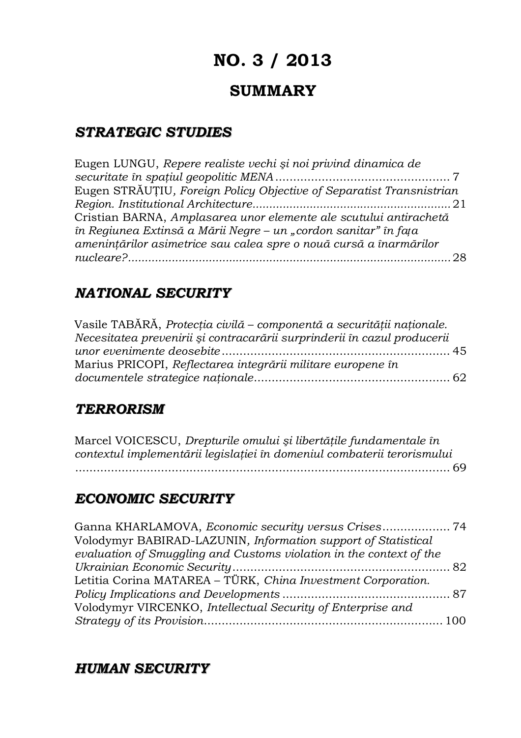# NO. 3 / 2013

## SUMMARY

### *STRATEGIC STUDIES*

Eugen LUNGU, *Repere realiste vechi şi noi privind dinamica de securitate în spaţiul geopolitic MENA* ............................................ 7

Eugen STRĂUŢIU, *Foreign Policy Objective of Separatist Transnistrian Region. Institutional Architecture*.......................................................21

Cristian BARNA, *Amplasarea unor elemente ale scutului antirachetă în Regiunea Extinsă a Mării Negre – un „cordon sanitar" în faţa ameninţărilor asimetrice sau calea spre o nouă cursă a înarmărilor nucleare?*..............................................................................................28

### *NATIONAL SECURITY*

Vasile TABĂRĂ, *Protecţia civilă – componentă a securităţii naţionale. Necesitatea prevenirii şi contracarării surprinderii în cazul producerii unor evenimente deosebite*............................................................. 45

Marius PRICOPI, *Reflectarea integrării militare europene în documentele strategice naţionale*.................................................... 62

### *TERRORISM*

Marcel VOICESCU, *Drepturile omului şi libertăţile fundamentale în contextul implementării legislaţiei în domeniul combaterii terorismului* ......................................................................................................... 69

### *ECONOMIC SECURITY*

Ganna KHARLAMOVA, *Economic security versus Crises*.................. 74

Volodymyr BABIRAD-LAZUNIN, *Information support of Statistical evaluation of Smuggling and Customs violation in the context of the Ukrainian Economic Security*............................................................ 82

Letitia Corina MATAREA – TÜRK, *China Investment Corporation. Policy Implications and Developments* .............................................. 87

Volodymyr VIRCENKO, *Intellectual Security of Enterprise and Strategy of its Provision*................................................................ 100

### *HUMAN SECURITY*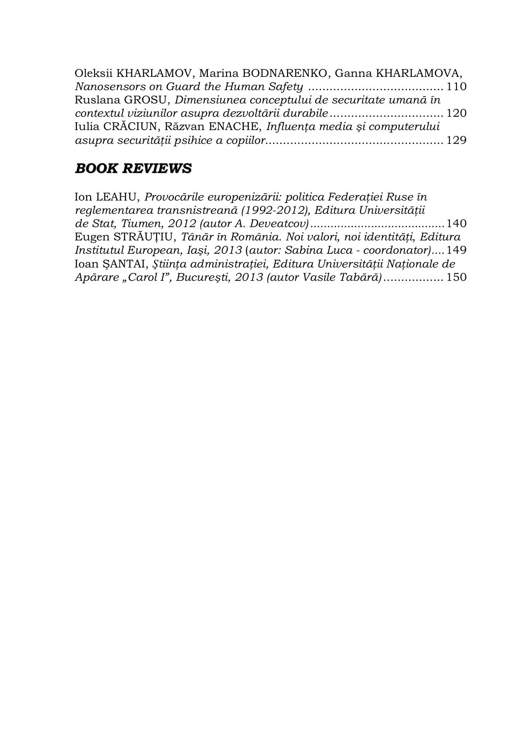Oleksii KHARLAMOV, Marina BODNARENKO, Ganna KHARLAMOVA, *Nanosensors on Guard the Human Safety* ...................................... 110

Ruslana GROSU, *Dimensiunea conceptului de securitate umană în contextul viziunilor asupra dezvoltării durabile* ................................ 120

Iulia CRĂCIUN, Răzvan ENACHE, *Influența media și computerului asupra securității psihice a copiilor*................................................. 129

## *BOOK REVIEWS*

Ion LEAHU, *Provocările europenizării: politica Federației Ruse în reglementarea transnistreană (1992-2012), Editura Universității de Stat, Tiumen, 2012 (autor A. Deveatcov)*....................................... 140

Eugen STRĂUȚIU, *Tânăr în România. Noi valori, noi identități, Editura Institutul European, Iaşi, 2013* (*autor: Sabina Luca - coordonator)*.... 149

Ioan ŞANTAI, *Ştiința administrației, Editura Universității Naționale de Apărare „Carol I", Bucureşti, 2013 (autor Vasile Tabără)*................. 150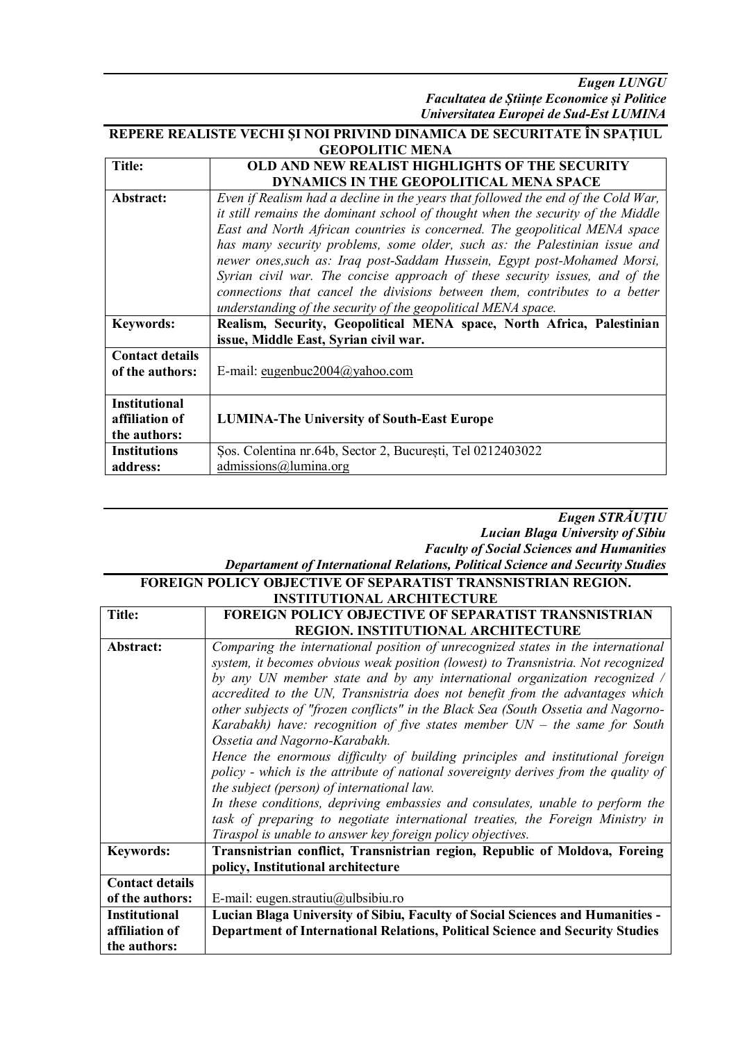***Eugen LUNGU***
***Facultatea de Științe Economice și Politice***
***Universitatea Europei de Sud-Est LUMINA***

**REPERE REALISTE VECHI ŞI NOI PRIVIND DINAMICA DE SECURITATE ÎN SPAȚIUL GEOPOLITIC MENA**

| **Title:** | **OLD AND NEW REALIST HIGHLIGHTS OF THE SECURITY DYNAMICS IN THE GEOPOLITICAL MENA SPACE** |
|---|---|
| **Abstract:** | *Even if Realism had a decline in the years that followed the end of the Cold War, it still remains the dominant school of thought when the security of the Middle East and North African countries is concerned. The geopolitical MENA space has many security problems, some older, such as: the Palestinian issue and newer ones,such as: Iraq post-Saddam Hussein, Egypt post-Mohamed Morsi, Syrian civil war. The concise approach of these security issues, and of the connections that cancel the divisions between them, contributes to a better understanding of the security of the geopolitical MENA space.* |
| **Keywords:** | **Realism, Security, Geopolitical MENA space, North Africa, Palestinian issue, Middle East, Syrian civil war.** |
| **Contact details of the authors:** | E-mail: eugenbuc2004@yahoo.com |
| **Institutional affiliation of the authors:** | **LUMINA-The University of South-East Europe** |
| **Institutions address:** | Șos. Colentina nr.64b, Sector 2, București, Tel 0212403022 admissions@lumina.org |

***Eugen STRĂUȚIU***
***Lucian Blaga University of Sibiu***
***Faculty of Social Sciences and Humanities***
***Departament of International Relations, Political Science and Security Studies***

**FOREIGN POLICY OBJECTIVE OF SEPARATIST TRANSNISTRIAN REGION. INSTITUTIONAL ARCHITECTURE**

| **Title:** | **FOREIGN POLICY OBJECTIVE OF SEPARATIST TRANSNISTRIAN REGION. INSTITUTIONAL ARCHITECTURE** |
|---|---|
| **Abstract:** | *Comparing the international position of unrecognized states in the international system, it becomes obvious weak position (lowest) to Transnistria. Not recognized by any UN member state and by any international organization recognized / accredited to the UN, Transnistria does not benefit from the advantages which other subjects of "frozen conflicts" in the Black Sea (South Ossetia and Nagorno-Karabakh) have: recognition of five states member UN – the same for South Ossetia and Nagorno-Karabakh.* *Hence the enormous difficulty of building principles and institutional foreign policy - which is the attribute of national sovereignty derives from the quality of the subject (person) of international law.* *In these conditions, depriving embassies and consulates, unable to perform the task of preparing to negotiate international treaties, the Foreign Ministry in Tiraspol is unable to answer key foreign policy objectives.* |
| **Keywords:** | **Transnistrian conflict, Transnistrian region, Republic of Moldova, Foreing policy, Institutional architecture** |
| **Contact details of the authors:** | E-mail: eugen.strautiu@ulbsibiu.ro |
| **Institutional affiliation of the authors:** | **Lucian Blaga University of Sibiu, Faculty of Social Sciences and Humanities - Department of International Relations, Political Science and Security Studies** |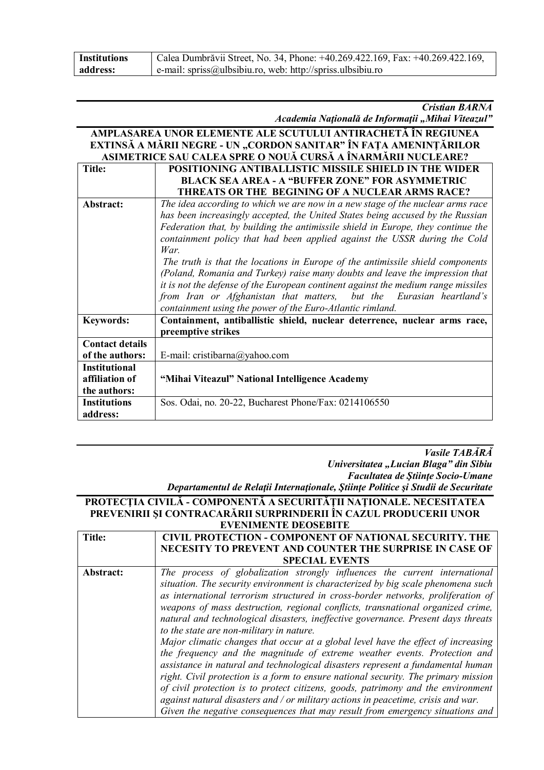| **Institutions address:** | Calea Dumbrăvii Street, No. 34, Phone: +40.269.422.169, Fax: +40.269.422.169, e-mail: spriss@ulbsibiu.ro, web: http://spriss.ulbsibiu.ro |
|---|---|

***Cristian BARNA***
***Academia Naţională de Informaţii „Mihai Viteazul"***

**AMPLASAREA UNOR ELEMENTE ALE SCUTULUI ANTIRACHETĂ ÎN REGIUNEA EXTINSĂ A MĂRII NEGRE - UN „CORDON SANITAR" ÎN FAŢA AMENINŢĂRILOR ASIMETRICE SAU CALEA SPRE O NOUĂ CURSĂ A ÎNARMĂRII NUCLEARE?**

| **Title:** | **POSITIONING ANTIBALLISTIC MISSILE SHIELD IN THE WIDER BLACK SEA AREA - A "BUFFER ZONE" FOR ASYMMETRIC THREATS OR THE BEGINING OF A NUCLEAR ARMS RACE?** |
|---|---|
| **Abstract:** | *The idea according to which we are now in a new stage of the nuclear arms race has been increasingly accepted, the United States being accused by the Russian Federation that, by building the antimissile shield in Europe, they continue the containment policy that had been applied against the USSR during the Cold War.* *The truth is that the locations in Europe of the antimissile shield components (Poland, Romania and Turkey) raise many doubts and leave the impression that it is not the defense of the European continent against the medium range missiles from Iran or Afghanistan that matters, but the Eurasian heartland's containment using the power of the Euro-Atlantic rimland.* |
| **Keywords:** | **Containment, antiballistic shield, nuclear deterrence, nuclear arms race, preemptive strikes** |
| **Contact details of the authors:** | E-mail: cristibarna@yahoo.com |
| **Institutional affiliation of the authors:** | **"Mihai Viteazul" National Intelligence Academy** |
| **Institutions address:** | Sos. Odai, no. 20-22, Bucharest Phone/Fax: 0214106550 |

***Vasile TABĂRĂ***
***Universitatea „Lucian Blaga" din Sibiu***
***Facultatea de Ştiinţe Socio-Umane***
***Departamentul de Relaţii Internaţionale, Ştiinţe Politice şi Studii de Securitate***

**PROTECŢIA CIVILĂ - COMPONENTĂ A SECURITĂŢII NAŢIONALE. NECESITATEA PREVENIRII ŞI CONTRACARĂRII SURPRINDERII ÎN CAZUL PRODUCERII UNOR EVENIMENTE DEOSEBITE**

| **Title:** | **CIVIL PROTECTION - COMPONENT OF NATIONAL SECURITY. THE NECESITY TO PREVENT AND COUNTER THE SURPRISE IN CASE OF SPECIAL EVENTS** |
|---|---|
| **Abstract:** | *The process of globalization strongly influences the current international situation. The security environment is characterized by big scale phenomena such as international terrorism structured in cross-border networks, proliferation of weapons of mass destruction, regional conflicts, transnational organized crime, natural and technological disasters, ineffective governance. Present days threats to the state are non-military in nature.* *Major climatic changes that occur at a global level have the effect of increasing the frequency and the magnitude of extreme weather events. Protection and assistance in natural and technological disasters represent a fundamental human right. Civil protection is a form to ensure national security. The primary mission of civil protection is to protect citizens, goods, patrimony and the environment against natural disasters and / or military actions in peacetime, crisis and war.* *Given the negative consequences that may result from emergency situations and* |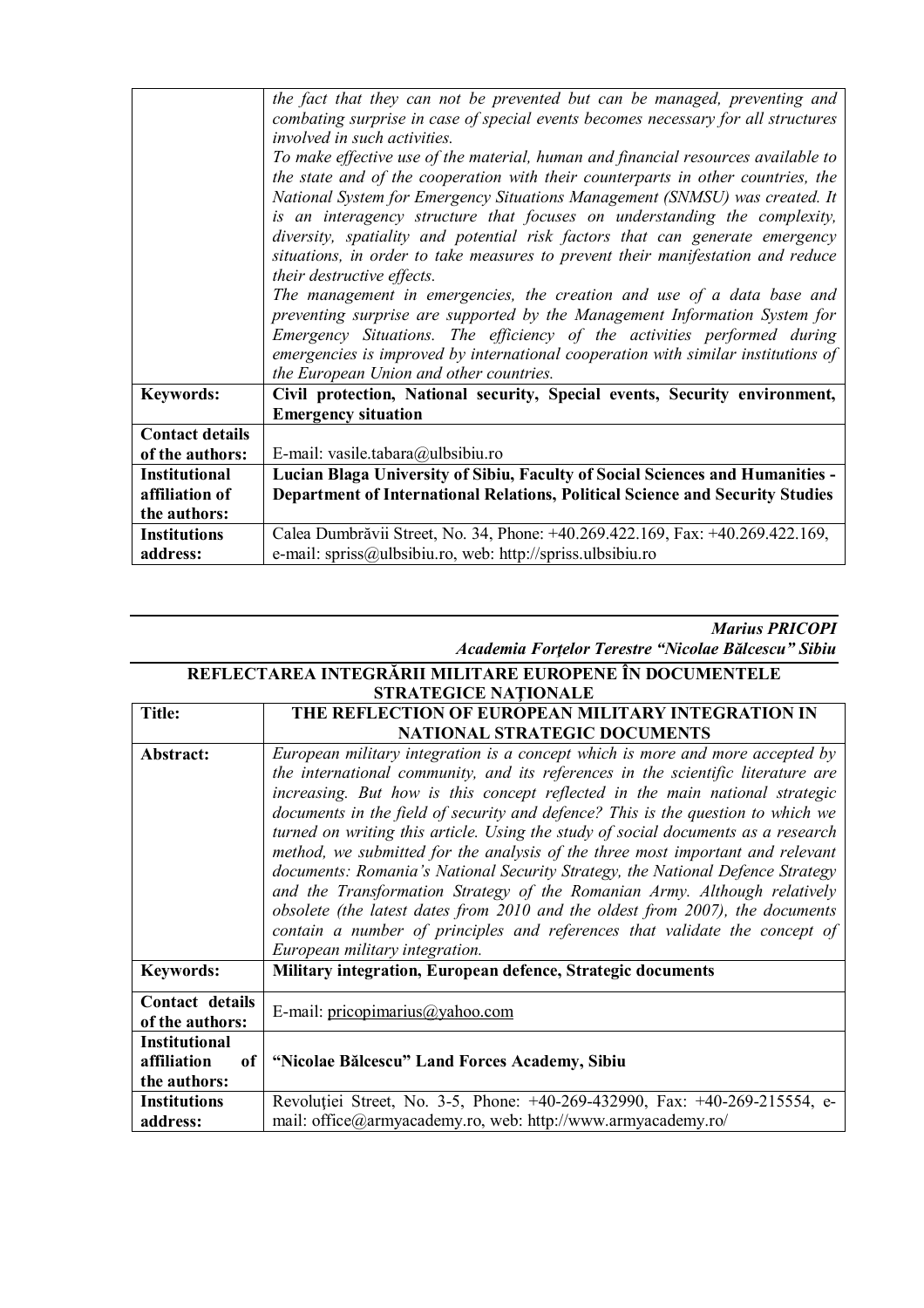| | *the fact that they can not be prevented but can be managed, preventing and combating surprise in case of special events becomes necessary for all structures involved in such activities.* *To make effective use of the material, human and financial resources available to the state and of the cooperation with their counterparts in other countries, the National System for Emergency Situations Management (SNMSU) was created. It is an interagency structure that focuses on understanding the complexity, diversity, spatiality and potential risk factors that can generate emergency situations, in order to take measures to prevent their manifestation and reduce their destructive effects.* *The management in emergencies, the creation and use of a data base and preventing surprise are supported by the Management Information System for Emergency Situations. The efficiency of the activities performed during emergencies is improved by international cooperation with similar institutions of the European Union and other countries.* |
|---|---|
| **Keywords:** | **Civil protection, National security, Special events, Security environment, Emergency situation** |
| **Contact details of the authors:** | E-mail: vasile.tabara@ulbsibiu.ro |
| **Institutional affiliation of the authors:** | **Lucian Blaga University of Sibiu, Faculty of Social Sciences and Humanities - Department of International Relations, Political Science and Security Studies** |
| **Institutions address:** | Calea Dumbrăvii Street, No. 34, Phone: +40.269.422.169, Fax: +40.269.422.169, e-mail: spriss@ulbsibiu.ro, web: http://spriss.ulbsibiu.ro |

***Marius PRICOPI***
***Academia Forţelor Terestre "Nicolae Bălcescu" Sibiu***

**REFLECTAREA INTEGRĂRII MILITARE EUROPENE ÎN DOCUMENTELE STRATEGICE NAŢIONALE**

| **Title:** | **THE REFLECTION OF EUROPEAN MILITARY INTEGRATION IN NATIONAL STRATEGIC DOCUMENTS** |
|---|---|
| **Abstract:** | *European military integration is a concept which is more and more accepted by the international community, and its references in the scientific literature are increasing. But how is this concept reflected in the main national strategic documents in the field of security and defence? This is the question to which we turned on writing this article. Using the study of social documents as a research method, we submitted for the analysis of the three most important and relevant documents: Romania's National Security Strategy, the National Defence Strategy and the Transformation Strategy of the Romanian Army. Although relatively obsolete (the latest dates from 2010 and the oldest from 2007), the documents contain a number of principles and references that validate the concept of European military integration.* |
| **Keywords:** | **Military integration, European defence, Strategic documents** |
| **Contact details of the authors:** | E-mail: pricopimarius@yahoo.com |
| **Institutional affiliation of the authors:** | **"Nicolae Bălcescu" Land Forces Academy, Sibiu** |
| **Institutions address:** | Revoluţiei Street, No. 3-5, Phone: +40-269-432990, Fax: +40-269-215554, e-mail: office@armyacademy.ro, web: http://www.armyacademy.ro/ |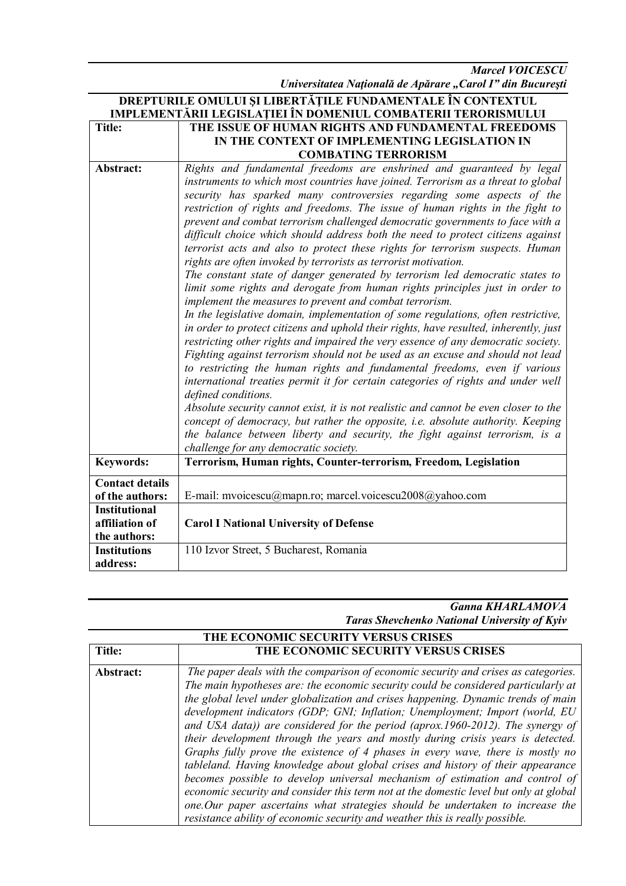***Marcel VOICESCU***
***Universitatea Naţională de Apărare „Carol I" din Bucureşti***

**DREPTURILE OMULUI ŞI LIBERTĂŢILE FUNDAMENTALE ÎN CONTEXTUL IMPLEMENTĂRII LEGISLAŢIEI ÎN DOMENIUL COMBATERII TERORISMULUI**

| | |
|---|---|
| **Title:** | **THE ISSUE OF HUMAN RIGHTS AND FUNDAMENTAL FREEDOMS IN THE CONTEXT OF IMPLEMENTING LEGISLATION IN COMBATING TERRORISM** |
| **Abstract:** | *Rights and fundamental freedoms are enshrined and guaranteed by legal instruments to which most countries have joined. Terrorism as a threat to global security has sparked many controversies regarding some aspects of the restriction of rights and freedoms. The issue of human rights in the fight to prevent and combat terrorism challenged democratic governments to face with a difficult choice which should address both the need to protect citizens against terrorist acts and also to protect these rights for terrorism suspects. Human rights are often invoked by terrorists as terrorist motivation.* <br> *The constant state of danger generated by terrorism led democratic states to limit some rights and derogate from human rights principles just in order to implement the measures to prevent and combat terrorism.* <br> *In the legislative domain, implementation of some regulations, often restrictive, in order to protect citizens and uphold their rights, have resulted, inherently, just restricting other rights and impaired the very essence of any democratic society. Fighting against terrorism should not be used as an excuse and should not lead to restricting the human rights and fundamental freedoms, even if various international treaties permit it for certain categories of rights and under well defined conditions.* <br> *Absolute security cannot exist, it is not realistic and cannot be even closer to the concept of democracy, but rather the opposite, i.e. absolute authority. Keeping the balance between liberty and security, the fight against terrorism, is a challenge for any democratic society.* |
| **Keywords:** | **Terrorism, Human rights, Counter-terrorism, Freedom, Legislation** |
| **Contact details of the authors:** | E-mail: mvoicescu@mapn.ro; marcel.voicescu2008@yahoo.com |
| **Institutional affiliation of the authors:** | **Carol I National University of Defense** |
| **Institutions address:** | 110 Izvor Street, 5 Bucharest, Romania |

***Ganna KHARLAMOVA***
***Taras Shevchenko National University of Kyiv***

**THE ECONOMIC SECURITY VERSUS CRISES**

| | |
|---|---|
| **Title:** | **THE ECONOMIC SECURITY VERSUS CRISES** |
| **Abstract:** | *The paper deals with the comparison of economic security and crises as categories. The main hypotheses are: the economic security could be considered particularly at the global level under globalization and crises happening. Dynamic trends of main development indicators (GDP; GNI; Inflation; Unemployment; Import (world, EU and USA data)) are considered for the period (aprox.1960-2012). The synergy of their development through the years and mostly during crisis years is detected. Graphs fully prove the existence of 4 phases in every wave, there is mostly no tableland. Having knowledge about global crises and history of their appearance becomes possible to develop universal mechanism of estimation and control of economic security and consider this term not at the domestic level but only at global one.Our paper ascertains what strategies should be undertaken to increase the resistance ability of economic security and weather this is really possible.* |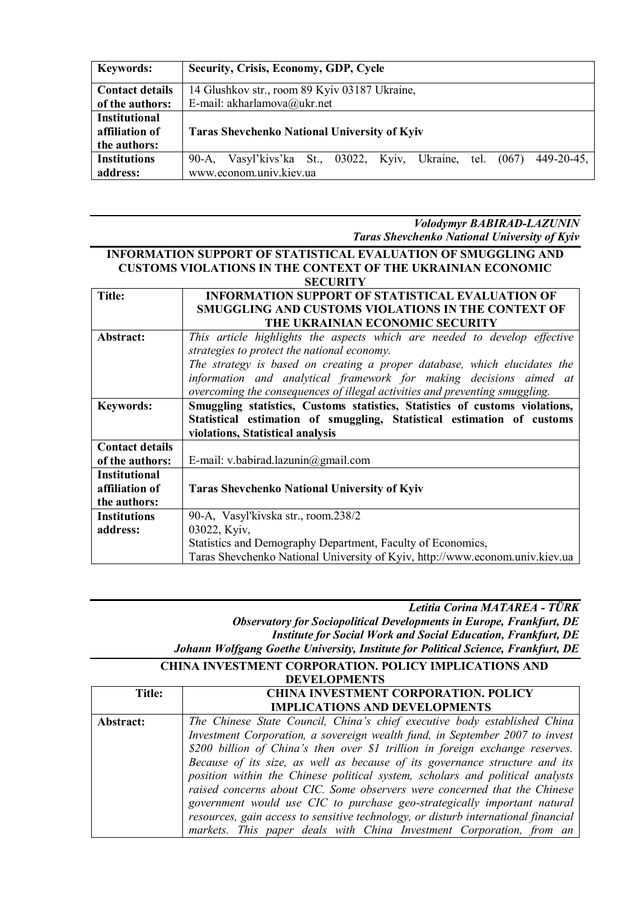| Keywords: | **Security, Crisis, Economy, GDP, Cycle** |
|---|---|
| **Contact details of the authors:** | 14 Glushkov str., room 89 Kyiv 03187 Ukraine, E-mail: akharlamova@ukr.net |
| **Institutional affiliation of the authors:** | **Taras Shevchenko National University of Kyiv** |
| **Institutions address:** | 90-A, Vasyl'kivs'ka St., 03022, Kyiv, Ukraine, tel. (067) 449-20-45, www.econom.univ.kiev.ua |

***Volodymyr BABIRAD-LAZUNIN***
***Taras Shevchenko National University of Kyiv***

## INFORMATION SUPPORT OF STATISTICAL EVALUATION OF SMUGGLING AND CUSTOMS VIOLATIONS IN THE CONTEXT OF THE UKRAINIAN ECONOMIC SECURITY

| Title: | **INFORMATION SUPPORT OF STATISTICAL EVALUATION OF SMUGGLING AND CUSTOMS VIOLATIONS IN THE CONTEXT OF THE UKRAINIAN ECONOMIC SECURITY** |
|---|---|
| **Abstract:** | *This article highlights the aspects which are needed to develop effective strategies to protect the national economy.* *The strategy is based on creating a proper database, which elucidates the information and analytical framework for making decisions aimed at overcoming the consequences of illegal activities and preventing smuggling.* |
| **Keywords:** | **Smuggling statistics, Customs statistics, Statistics of customs violations, Statistical estimation of smuggling, Statistical estimation of customs violations, Statistical analysis** |
| **Contact details of the authors:** | E-mail: v.babirad.lazunin@gmail.com |
| **Institutional affiliation of the authors:** | **Taras Shevchenko National University of Kyiv** |
| **Institutions address:** | 90-A, Vasyl'kivska str., room.238/2 03022, Kyiv, Statistics and Demography Department, Faculty of Economics, Taras Shevchenko National University of Kyiv, http://www.econom.univ.kiev.ua |

***Letitia Corina MATAREA - TÜRK***
***Observatory for Sociopolitical Developments in Europe, Frankfurt, DE***
***Institute for Social Work and Social Education, Frankfurt, DE***
***Johann Wolfgang Goethe University, Institute for Political Science, Frankfurt, DE***

## CHINA INVESTMENT CORPORATION. POLICY IMPLICATIONS AND DEVELOPMENTS

| Title: | **CHINA INVESTMENT CORPORATION. POLICY IMPLICATIONS AND DEVELOPMENTS** |
|---|---|
| **Abstract:** | *The Chinese State Council, China's chief executive body established China Investment Corporation, a sovereign wealth fund, in September 2007 to invest \$200 billion of China's then over \$1 trillion in foreign exchange reserves. Because of its size, as well as because of its governance structure and its position within the Chinese political system, scholars and political analysts raised concerns about CIC. Some observers were concerned that the Chinese government would use CIC to purchase geo-strategically important natural resources, gain access to sensitive technology, or disturb international financial markets. This paper deals with China Investment Corporation, from an* |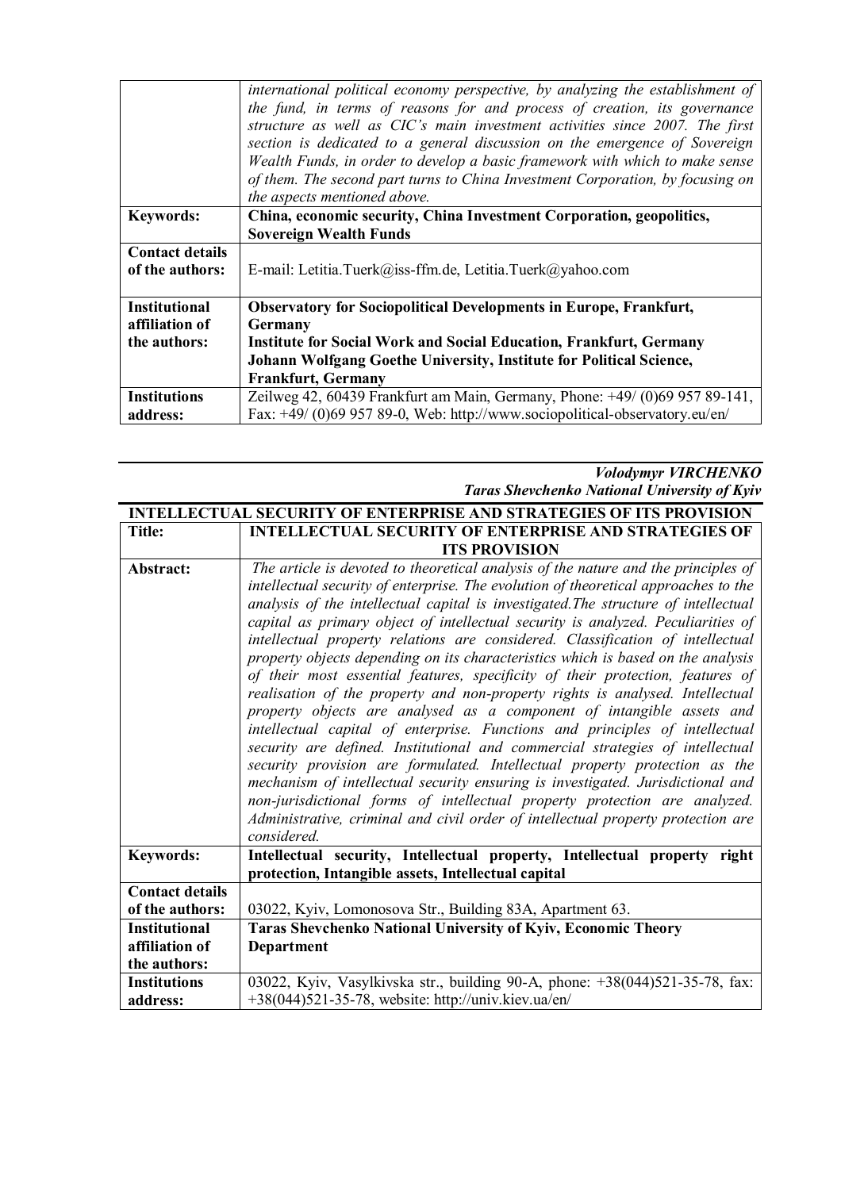| | *international political economy perspective, by analyzing the establishment of the fund, in terms of reasons for and process of creation, its governance structure as well as CIC's main investment activities since 2007. The first section is dedicated to a general discussion on the emergence of Sovereign Wealth Funds, in order to develop a basic framework with which to make sense of them. The second part turns to China Investment Corporation, by focusing on the aspects mentioned above.* |
|---|---|
| **Keywords:** | **China, economic security, China Investment Corporation, geopolitics, Sovereign Wealth Funds** |
| **Contact details of the authors:** | E-mail: Letitia.Tuerk@iss-ffm.de, Letitia.Tuerk@yahoo.com |
| **Institutional affiliation of the authors:** | **Observatory for Sociopolitical Developments in Europe, Frankfurt, Germany**<br>**Institute for Social Work and Social Education, Frankfurt, Germany**<br>**Johann Wolfgang Goethe University, Institute for Political Science, Frankfurt, Germany** |
| **Institutions address:** | Zeilweg 42, 60439 Frankfurt am Main, Germany, Phone: +49/ (0)69 957 89-141, Fax: +49/ (0)69 957 89-0, Web: http://www.sociopolitical-observatory.eu/en/ |

***Volodymyr VIRCHENKO***
***Taras Shevchenko National University of Kyiv***

## INTELLECTUAL SECURITY OF ENTERPRISE AND STRATEGIES OF ITS PROVISION

| **Title:** | **INTELLECTUAL SECURITY OF ENTERPRISE AND STRATEGIES OF ITS PROVISION** |
|---|---|
| **Abstract:** | *The article is devoted to theoretical analysis of the nature and the principles of intellectual security of enterprise. The evolution of theoretical approaches to the analysis of the intellectual capital is investigated.The structure of intellectual capital as primary object of intellectual security is analyzed. Peculiarities of intellectual property relations are considered. Classification of intellectual property objects depending on its characteristics which is based on the analysis of their most essential features, specificity of their protection, features of realisation of the property and non-property rights is analysed. Intellectual property objects are analysed as a component of intangible assets and intellectual capital of enterprise. Functions and principles of intellectual security are defined. Institutional and commercial strategies of intellectual security provision are formulated. Intellectual property protection as the mechanism of intellectual security ensuring is investigated. Jurisdictional and non-jurisdictional forms of intellectual property protection are analyzed. Administrative, criminal and civil order of intellectual property protection are considered.* |
| **Keywords:** | **Intellectual security, Intellectual property, Intellectual property right protection, Intangible assets, Intellectual capital** |
| **Contact details of the authors:** | 03022, Kyiv, Lomonosova Str., Building 83A, Apartment 63. |
| **Institutional affiliation of the authors:** | **Taras Shevchenko National University of Kyiv, Economic Theory Department** |
| **Institutions address:** | 03022, Kyiv, Vasylkivska str., building 90-A, phone: +38(044)521-35-78, fax: +38(044)521-35-78, website: http://univ.kiev.ua/en/ |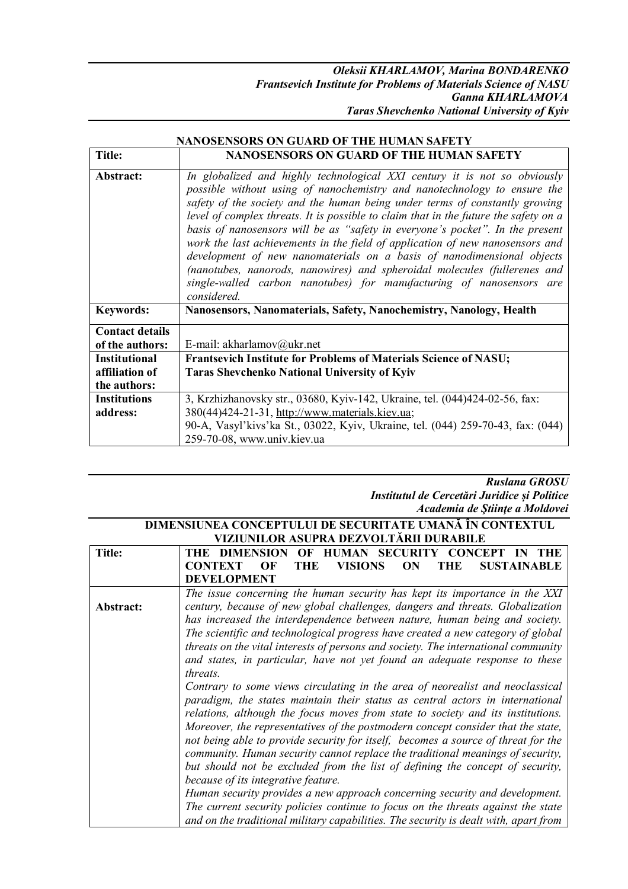***Oleksii KHARLAMOV, Marina BONDARENKO***
***Frantsevich Institute for Problems of Materials Science of NASU***
***Ganna KHARLAMOVA***
***Taras Shevchenko National University of Kyiv***

## NANOSENSORS ON GUARD OF THE HUMAN SAFETY

| **Title:** | **NANOSENSORS ON GUARD OF THE HUMAN SAFETY** |
| --- | --- |
| **Abstract:** | *In globalized and highly technological XXI century it is not so obviously possible without using of nanochemistry and nanotechnology to ensure the safety of the society and the human being under terms of constantly growing level of complex threats. It is possible to claim that in the future the safety on a basis of nanosensors will be as "safety in everyone's pocket". In the present work the last achievements in the field of application of new nanosensors and development of new nanomaterials on a basis of nanodimensional objects (nanotubes, nanorods, nanowires) and spheroidal molecules (fullerenes and single-walled carbon nanotubes) for manufacturing of nanosensors are considered.* |
| **Keywords:** | **Nanosensors, Nanomaterials, Safety, Nanochemistry, Nanology, Health** |
| **Contact details of the authors:** | E-mail: akharlamov@ukr.net |
| **Institutional affiliation of the authors:** | **Frantsevich Institute for Problems of Materials Science of NASU; Taras Shevchenko National University of Kyiv** |
| **Institutions address:** | 3, Krzhizhanovsky str., 03680, Kyiv-142, Ukraine, tel. (044)424-02-56, fax: 380(44)424-21-31, http://www.materials.kiev.ua; 90-A, Vasyl'kivs'ka St., 03022, Kyiv, Ukraine, tel. (044) 259-70-43, fax: (044) 259-70-08, www.univ.kiev.ua |

***Ruslana GROSU***
***Institutul de Cercetări Juridice și Politice***
***Academia de Științe a Moldovei***

## DIMENSIUNEA CONCEPTULUI DE SECURITATE UMANĂ ÎN CONTEXTUL VIZIUNILOR ASUPRA DEZVOLTĂRII DURABILE

| **Title:** | **THE DIMENSION OF HUMAN SECURITY CONCEPT IN THE CONTEXT OF THE VISIONS ON THE SUSTAINABLE DEVELOPMENT** |
| --- | --- |
| **Abstract:** | *The issue concerning the human security has kept its importance in the XXI century, because of new global challenges, dangers and threats. Globalization has increased the interdependence between nature, human being and society. The scientific and technological progress have created a new category of global threats on the vital interests of persons and society. The international community and states, in particular, have not yet found an adequate response to these threats.* *Contrary to some views circulating in the area of neorealist and neoclassical paradigm, the states maintain their status as central actors in international relations, although the focus moves from state to society and its institutions. Moreover, the representatives of the postmodern concept consider that the state, not being able to provide security for itself, becomes a source of threat for the community. Human security cannot replace the traditional meanings of security, but should not be excluded from the list of defining the concept of security, because of its integrative feature.* *Human security provides a new approach concerning security and development. The current security policies continue to focus on the threats against the state and on the traditional military capabilities. The security is dealt with, apart from* |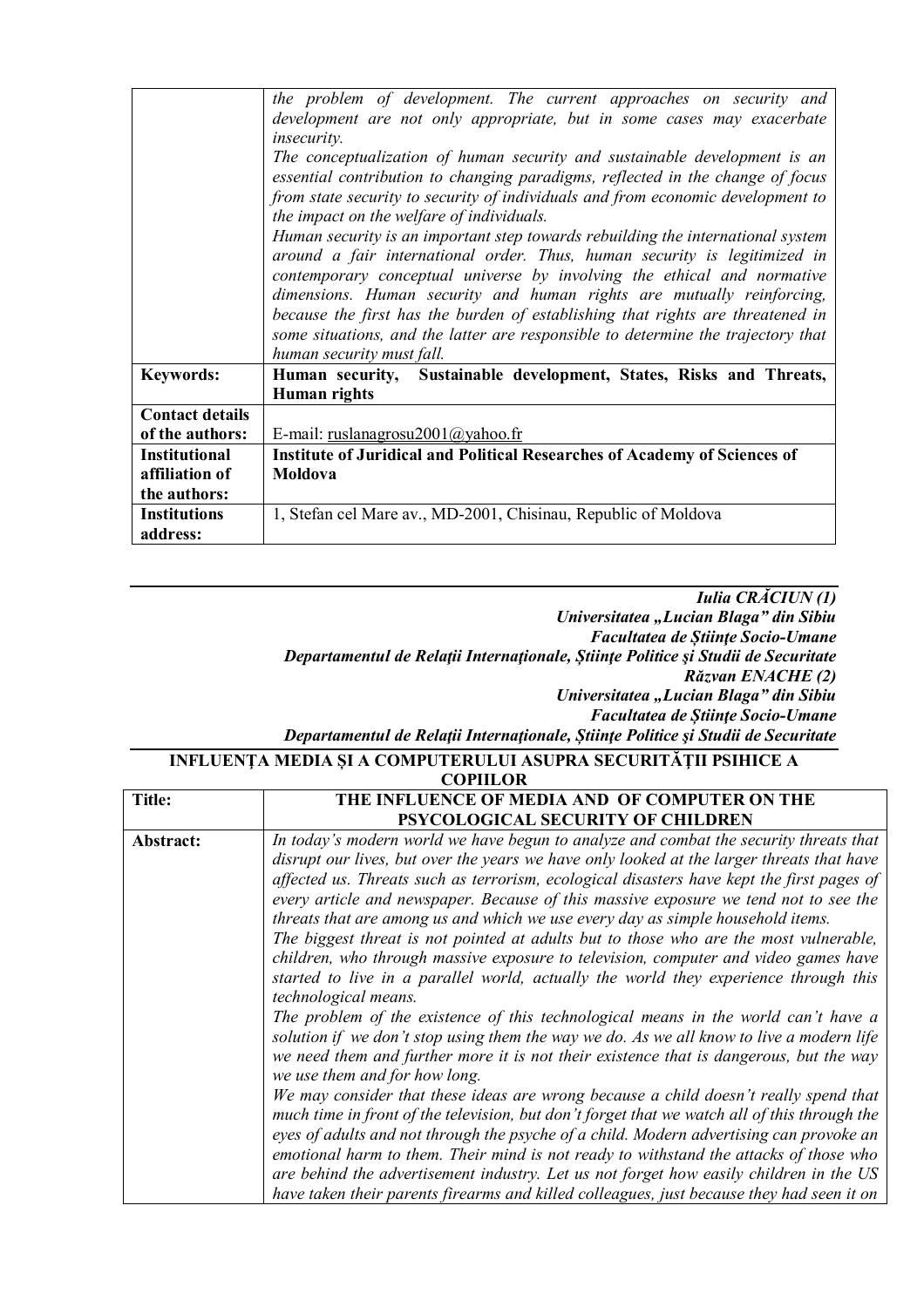| | |
|---|---|
| | *the problem of development. The current approaches on security and development are not only appropriate, but in some cases may exacerbate insecurity.* *The conceptualization of human security and sustainable development is an essential contribution to changing paradigms, reflected in the change of focus from state security to security of individuals and from economic development to the impact on the welfare of individuals.* *Human security is an important step towards rebuilding the international system around a fair international order. Thus, human security is legitimized in contemporary conceptual universe by involving the ethical and normative dimensions. Human security and human rights are mutually reinforcing, because the first has the burden of establishing that rights are threatened in some situations, and the latter are responsible to determine the trajectory that human security must fall.* |
| **Keywords:** | **Human security, Sustainable development, States, Risks and Threats, Human rights** |
| **Contact details of the authors:** | E-mail: ruslanagrosu2001@yahoo.fr |
| **Institutional affiliation of the authors:** | **Institute of Juridical and Political Researches of Academy of Sciences of Moldova** |
| **Institutions address:** | 1, Stefan cel Mare av., MD-2001, Chisinau, Republic of Moldova |

***Iulia CRĂCIUN (1)***
***Universitatea „Lucian Blaga" din Sibiu***
***Facultatea de Științe Socio-Umane***
***Departamentul de Relații Internaționale, Științe Politice şi Studii de Securitate***
***Răzvan ENACHE (2)***
***Universitatea „Lucian Blaga" din Sibiu***
***Facultatea de Științe Socio-Umane***
***Departamentul de Relații Internaționale, Științe Politice şi Studii de Securitate***

## INFLUENȚA MEDIA ȘI A COMPUTERULUI ASUPRA SECURITĂȚII PSIHICE A COPIILOR

| | |
|---|---|
| **Title:** | **THE INFLUENCE OF MEDIA AND OF COMPUTER ON THE PSYCOLOGICAL SECURITY OF CHILDREN** |
| **Abstract:** | *In today's modern world we have begun to analyze and combat the security threats that disrupt our lives, but over the years we have only looked at the larger threats that have affected us. Threats such as terrorism, ecological disasters have kept the first pages of every article and newspaper. Because of this massive exposure we tend not to see the threats that are among us and which we use every day as simple household items.* *The biggest threat is not pointed at adults but to those who are the most vulnerable, children, who through massive exposure to television, computer and video games have started to live in a parallel world, actually the world they experience through this technological means.* *The problem of the existence of this technological means in the world can't have a solution if we don't stop using them the way we do. As we all know to live a modern life we need them and further more it is not their existence that is dangerous, but the way we use them and for how long.* *We may consider that these ideas are wrong because a child doesn't really spend that much time in front of the television, but don't forget that we watch all of this through the eyes of adults and not through the psyche of a child. Modern advertising can provoke an emotional harm to them. Their mind is not ready to withstand the attacks of those who are behind the advertisement industry. Let us not forget how easily children in the US have taken their parents firearms and killed colleagues, just because they had seen it on* |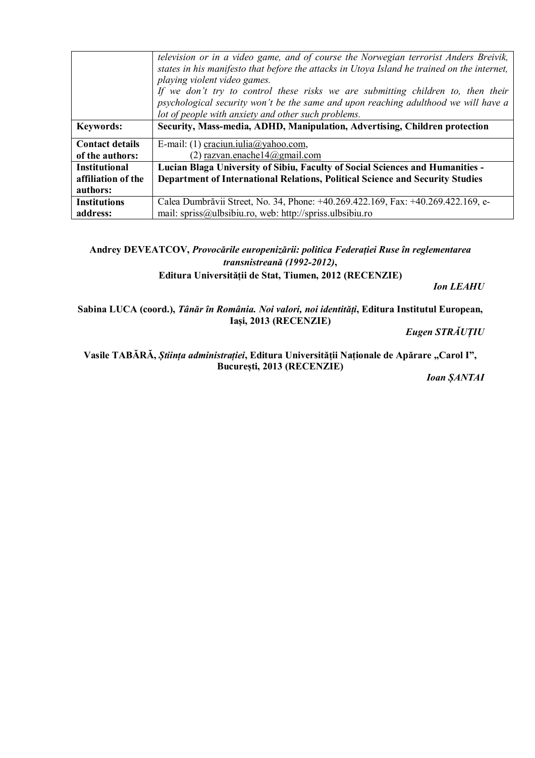| | |
|---|---|
| | *television or in a video game, and of course the Norwegian terrorist Anders Breivik, states in his manifesto that before the attacks in Utoya Island he trained on the internet, playing violent video games.* *If we don't try to control these risks we are submitting children to, then their psychological security won't be the same and upon reaching adulthood we will have a lot of people with anxiety and other such problems.* |
| **Keywords:** | **Security, Mass-media, ADHD, Manipulation, Advertising, Children protection** |
| **Contact details of the authors:** | E-mail: (1) craciun.iulia@yahoo.com, (2) razvan.enache14@gmail.com |
| **Institutional affiliation of the authors:** | **Lucian Blaga University of Sibiu, Faculty of Social Sciences and Humanities - Department of International Relations, Political Science and Security Studies** |
| **Institutions address:** | Calea Dumbrăvii Street, No. 34, Phone: +40.269.422.169, Fax: +40.269.422.169, e-mail: spriss@ulbsibiu.ro, web: http://spriss.ulbsibiu.ro |

**Andrey DEVEATCOV, *Provocările europenizării: politica Federației Ruse în reglementarea transnistreană (1992-2012)*, Editura Universității de Stat, Tiumen, 2012 (RECENZIE)**

***Ion LEAHU***

**Sabina LUCA (coord.), *Tânăr în România. Noi valori, noi identități*, Editura Institutul European, Iași, 2013 (RECENZIE)**

***Eugen STRĂUȚIU***

**Vasile TABĂRĂ, *Știința administrației*, Editura Universității Naționale de Apărare „Carol I”, București, 2013 (RECENZIE)**

***Ioan ȘANTAI***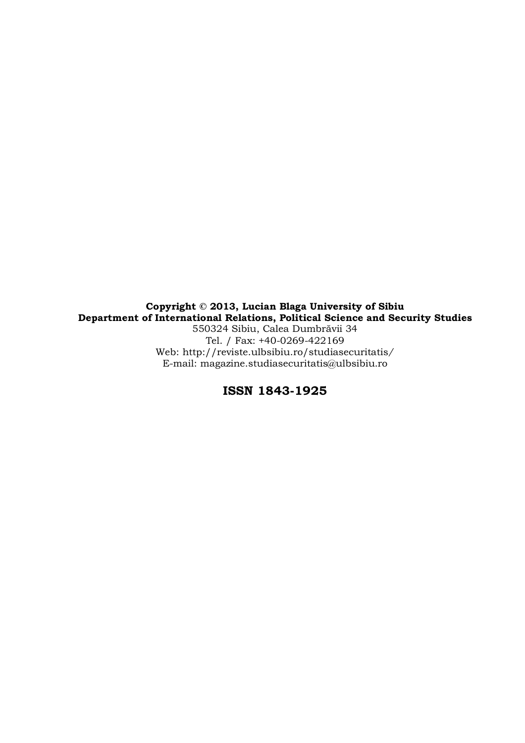**Copyright © 2013, Lucian Blaga University of Sibiu**
**Department of International Relations, Political Science and Security Studies**
550324 Sibiu, Calea Dumbrăvii 34
Tel. / Fax: +40-0269-422169
Web: http://reviste.ulbsibiu.ro/studiasecuritatis/
E-mail: magazine.studiasecuritatis@ulbsibiu.ro

**ISSN 1843-1925**